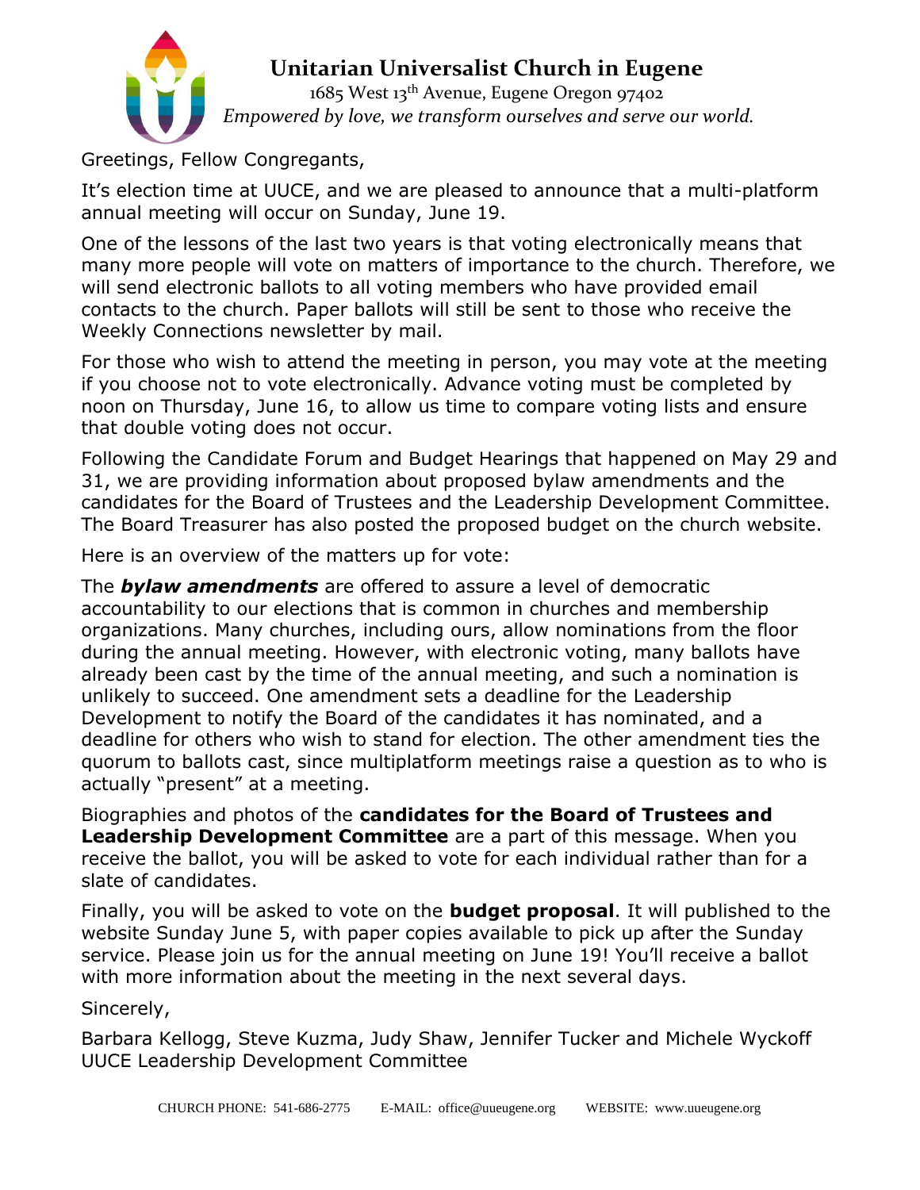# Unitarian Universalist Church in Eugene

1685 West 13th Avenue, Eugene Oregon 97402

*Empowered by love, we transform ourselves and serve our world.*

Greetings, Fellow Congregants,

It's election time at UUCE, and we are pleased to announce that a multi-platform annual meeting will occur on Sunday, June 19.

One of the lessons of the last two years is that voting electronically means that many more people will vote on matters of importance to the church. Therefore, we will send electronic ballots to all voting members who have provided email contacts to the church. Paper ballots will still be sent to those who receive the Weekly Connections newsletter by mail.

For those who wish to attend the meeting in person, you may vote at the meeting if you choose not to vote electronically. Advance voting must be completed by noon on Thursday, June 16, to allow us time to compare voting lists and ensure that double voting does not occur.

Following the Candidate Forum and Budget Hearings that happened on May 29 and 31, we are providing information about proposed bylaw amendments and the candidates for the Board of Trustees and the Leadership Development Committee. The Board Treasurer has also posted the proposed budget on the church website.

Here is an overview of the matters up for vote:

The ***bylaw amendments*** are offered to assure a level of democratic accountability to our elections that is common in churches and membership organizations. Many churches, including ours, allow nominations from the floor during the annual meeting. However, with electronic voting, many ballots have already been cast by the time of the annual meeting, and such a nomination is unlikely to succeed. One amendment sets a deadline for the Leadership Development to notify the Board of the candidates it has nominated, and a deadline for others who wish to stand for election. The other amendment ties the quorum to ballots cast, since multiplatform meetings raise a question as to who is actually "present" at a meeting.

Biographies and photos of the **candidates for the Board of Trustees and Leadership Development Committee** are a part of this message. When you receive the ballot, you will be asked to vote for each individual rather than for a slate of candidates.

Finally, you will be asked to vote on the **budget proposal**. It will published to the website Sunday June 5, with paper copies available to pick up after the Sunday service. Please join us for the annual meeting on June 19! You'll receive a ballot with more information about the meeting in the next several days.

Sincerely,

Barbara Kellogg, Steve Kuzma, Judy Shaw, Jennifer Tucker and Michele Wyckoff
UUCE Leadership Development Committee

CHURCH PHONE: 541-686-2775 E-MAIL: office@uueugene.org WEBSITE: www.uueugene.org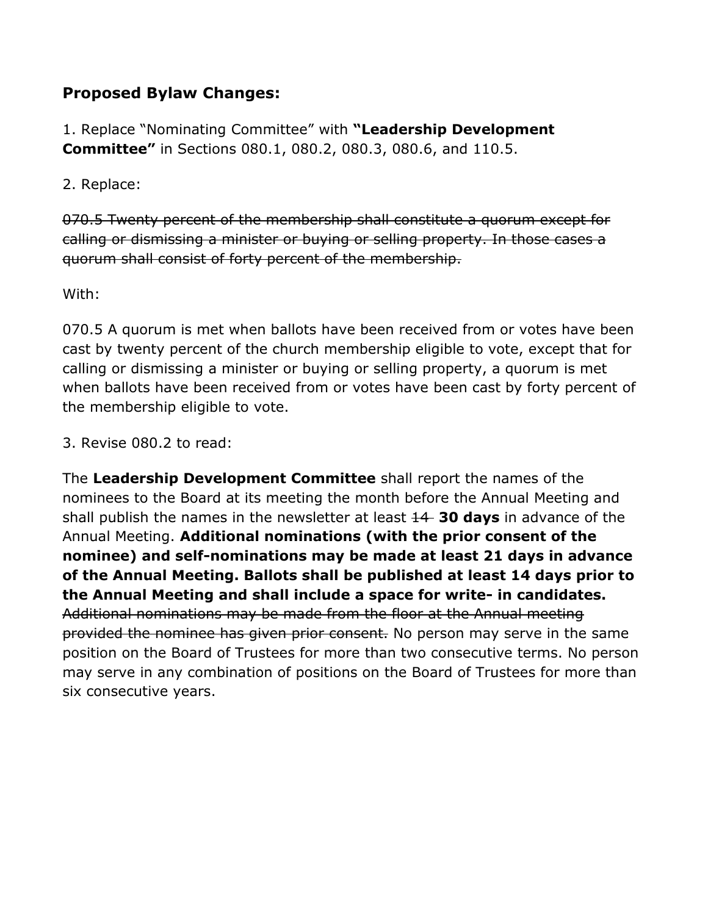**Proposed Bylaw Changes:**

1. Replace "Nominating Committee" with **"Leadership Development Committee"** in Sections 080.1, 080.2, 080.3, 080.6, and 110.5.

2. Replace:

~~070.5 Twenty percent of the membership shall constitute a quorum except for calling or dismissing a minister or buying or selling property. In those cases a quorum shall consist of forty percent of the membership.~~

With:

070.5 A quorum is met when ballots have been received from or votes have been cast by twenty percent of the church membership eligible to vote, except that for calling or dismissing a minister or buying or selling property, a quorum is met when ballots have been received from or votes have been cast by forty percent of the membership eligible to vote.

3. Revise 080.2 to read:

The **Leadership Development Committee** shall report the names of the nominees to the Board at its meeting the month before the Annual Meeting and shall publish the names in the newsletter at least ~~14~~ **30 days** in advance of the Annual Meeting. **Additional nominations (with the prior consent of the nominee) and self-nominations may be made at least 21 days in advance of the Annual Meeting. Ballots shall be published at least 14 days prior to the Annual Meeting and shall include a space for write- in candidates.** ~~Additional nominations may be made from the floor at the Annual meeting provided the nominee has given prior consent.~~ No person may serve in the same position on the Board of Trustees for more than two consecutive terms. No person may serve in any combination of positions on the Board of Trustees for more than six consecutive years.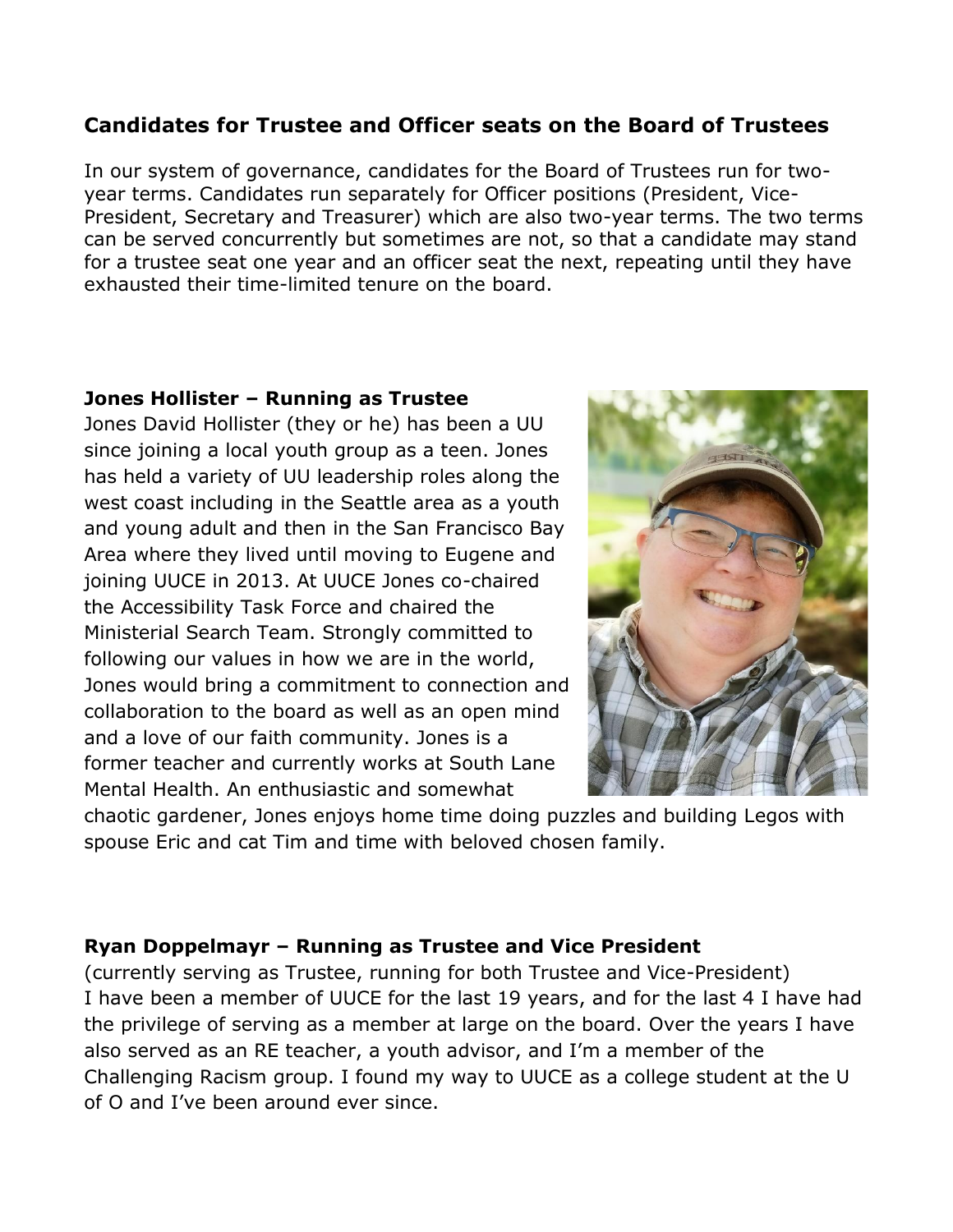## Candidates for Trustee and Officer seats on the Board of Trustees

In our system of governance, candidates for the Board of Trustees run for two-year terms. Candidates run separately for Officer positions (President, Vice-President, Secretary and Treasurer) which are also two-year terms. The two terms can be served concurrently but sometimes are not, so that a candidate may stand for a trustee seat one year and an officer seat the next, repeating until they have exhausted their time-limited tenure on the board.

### Jones Hollister – Running as Trustee

Jones David Hollister (they or he) has been a UU since joining a local youth group as a teen. Jones has held a variety of UU leadership roles along the west coast including in the Seattle area as a youth and young adult and then in the San Francisco Bay Area where they lived until moving to Eugene and joining UUCE in 2013. At UUCE Jones co-chaired the Accessibility Task Force and chaired the Ministerial Search Team. Strongly committed to following our values in how we are in the world, Jones would bring a commitment to connection and collaboration to the board as well as an open mind and a love of our faith community. Jones is a former teacher and currently works at South Lane Mental Health. An enthusiastic and somewhat chaotic gardener, Jones enjoys home time doing puzzles and building Legos with spouse Eric and cat Tim and time with beloved chosen family.

### Ryan Doppelmayr – Running as Trustee and Vice President

(currently serving as Trustee, running for both Trustee and Vice-President)
I have been a member of UUCE for the last 19 years, and for the last 4 I have had the privilege of serving as a member at large on the board. Over the years I have also served as an RE teacher, a youth advisor, and I'm a member of the Challenging Racism group. I found my way to UUCE as a college student at the U of O and I've been around ever since.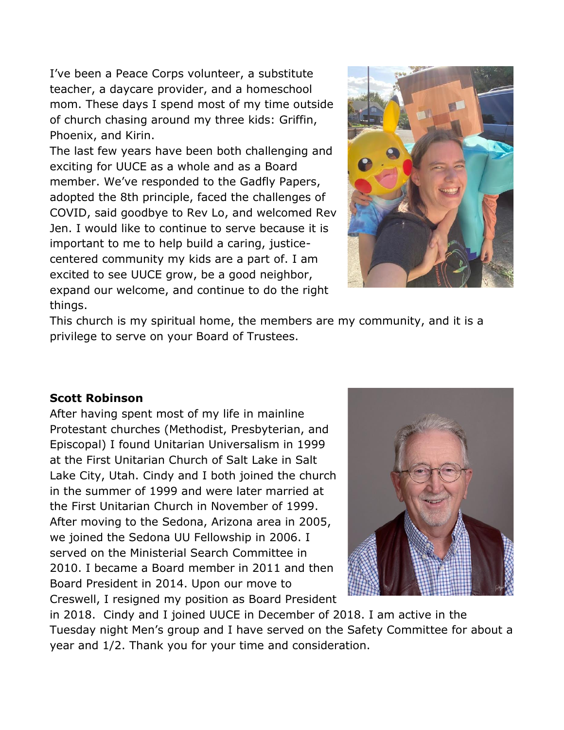I've been a Peace Corps volunteer, a substitute teacher, a daycare provider, and a homeschool mom. These days I spend most of my time outside of church chasing around my three kids: Griffin, Phoenix, and Kirin.

The last few years have been both challenging and exciting for UUCE as a whole and as a Board member. We've responded to the Gadfly Papers, adopted the 8th principle, faced the challenges of COVID, said goodbye to Rev Lo, and welcomed Rev Jen. I would like to continue to serve because it is important to me to help build a caring, justice-centered community my kids are a part of. I am excited to see UUCE grow, be a good neighbor, expand our welcome, and continue to do the right things.

This church is my spiritual home, the members are my community, and it is a privilege to serve on your Board of Trustees.

**Scott Robinson**

After having spent most of my life in mainline Protestant churches (Methodist, Presbyterian, and Episcopal) I found Unitarian Universalism in 1999 at the First Unitarian Church of Salt Lake in Salt Lake City, Utah. Cindy and I both joined the church in the summer of 1999 and were later married at the First Unitarian Church in November of 1999. After moving to the Sedona, Arizona area in 2005, we joined the Sedona UU Fellowship in 2006. I served on the Ministerial Search Committee in 2010. I became a Board member in 2011 and then Board President in 2014. Upon our move to Creswell, I resigned my position as Board President in 2018. Cindy and I joined UUCE in December of 2018. I am active in the Tuesday night Men's group and I have served on the Safety Committee for about a year and 1/2. Thank you for your time and consideration.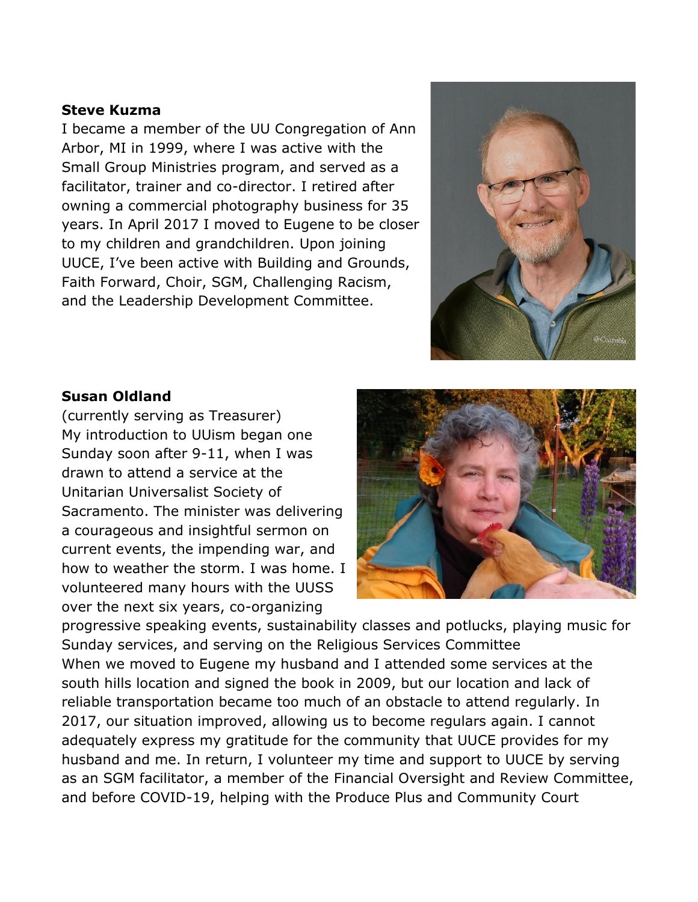**Steve Kuzma**

I became a member of the UU Congregation of Ann Arbor, MI in 1999, where I was active with the Small Group Ministries program, and served as a facilitator, trainer and co-director. I retired after owning a commercial photography business for 35 years. In April 2017 I moved to Eugene to be closer to my children and grandchildren. Upon joining UUCE, I've been active with Building and Grounds, Faith Forward, Choir, SGM, Challenging Racism, and the Leadership Development Committee.

**Susan Oldland**

(currently serving as Treasurer)

My introduction to UUism began one Sunday soon after 9-11, when I was drawn to attend a service at the Unitarian Universalist Society of Sacramento. The minister was delivering a courageous and insightful sermon on current events, the impending war, and how to weather the storm. I was home. I volunteered many hours with the UUSS over the next six years, co-organizing progressive speaking events, sustainability classes and potlucks, playing music for Sunday services, and serving on the Religious Services Committee

When we moved to Eugene my husband and I attended some services at the south hills location and signed the book in 2009, but our location and lack of reliable transportation became too much of an obstacle to attend regularly. In 2017, our situation improved, allowing us to become regulars again. I cannot adequately express my gratitude for the community that UUCE provides for my husband and me. In return, I volunteer my time and support to UUCE by serving as an SGM facilitator, a member of the Financial Oversight and Review Committee, and before COVID-19, helping with the Produce Plus and Community Court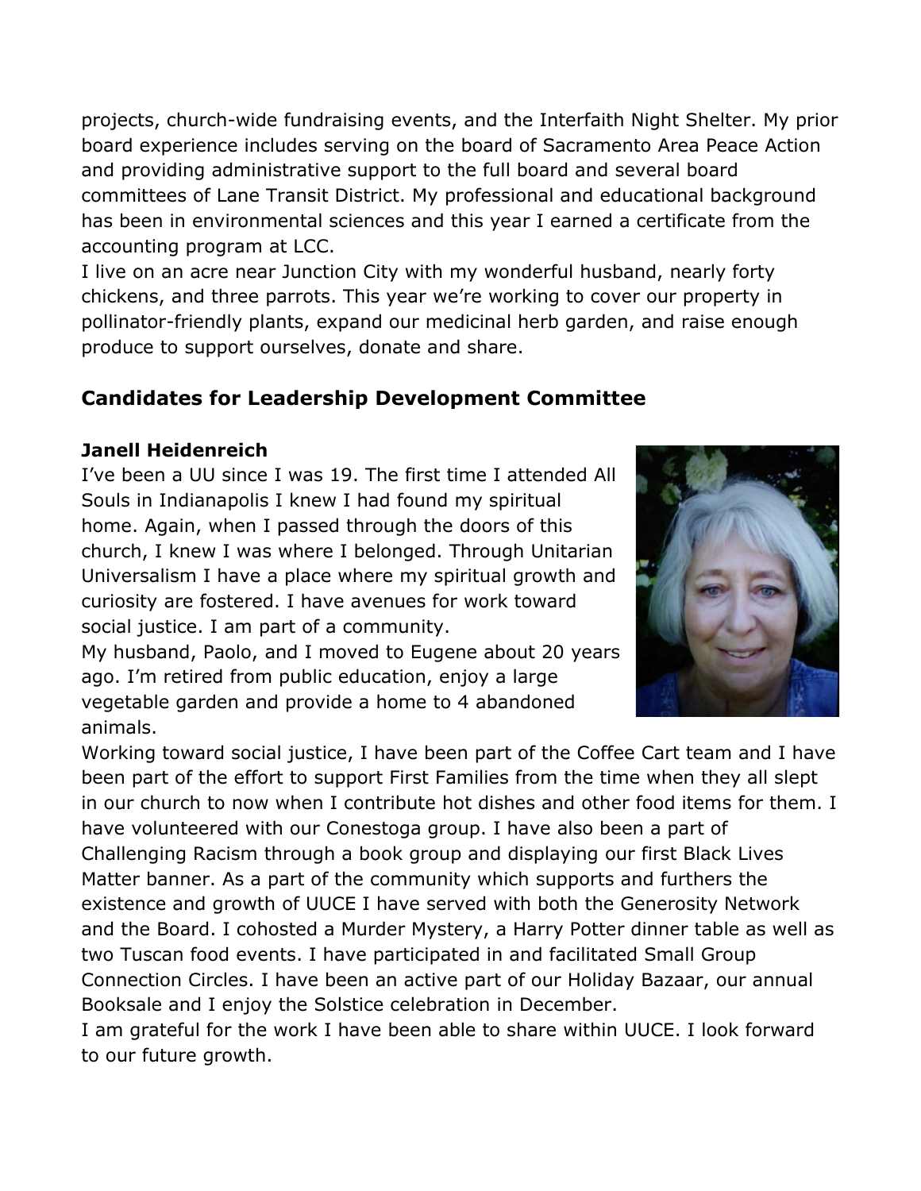projects, church-wide fundraising events, and the Interfaith Night Shelter. My prior board experience includes serving on the board of Sacramento Area Peace Action and providing administrative support to the full board and several board committees of Lane Transit District. My professional and educational background has been in environmental sciences and this year I earned a certificate from the accounting program at LCC.

I live on an acre near Junction City with my wonderful husband, nearly forty chickens, and three parrots. This year we're working to cover our property in pollinator-friendly plants, expand our medicinal herb garden, and raise enough produce to support ourselves, donate and share.

## Candidates for Leadership Development Committee

**Janell Heidenreich**

I've been a UU since I was 19. The first time I attended All Souls in Indianapolis I knew I had found my spiritual home. Again, when I passed through the doors of this church, I knew I was where I belonged. Through Unitarian Universalism I have a place where my spiritual growth and curiosity are fostered. I have avenues for work toward social justice. I am part of a community.

My husband, Paolo, and I moved to Eugene about 20 years ago. I'm retired from public education, enjoy a large vegetable garden and provide a home to 4 abandoned animals.

Working toward social justice, I have been part of the Coffee Cart team and I have been part of the effort to support First Families from the time when they all slept in our church to now when I contribute hot dishes and other food items for them. I have volunteered with our Conestoga group. I have also been a part of Challenging Racism through a book group and displaying our first Black Lives Matter banner. As a part of the community which supports and furthers the existence and growth of UUCE I have served with both the Generosity Network and the Board. I cohosted a Murder Mystery, a Harry Potter dinner table as well as two Tuscan food events. I have participated in and facilitated Small Group Connection Circles. I have been an active part of our Holiday Bazaar, our annual Booksale and I enjoy the Solstice celebration in December.

I am grateful for the work I have been able to share within UUCE. I look forward to our future growth.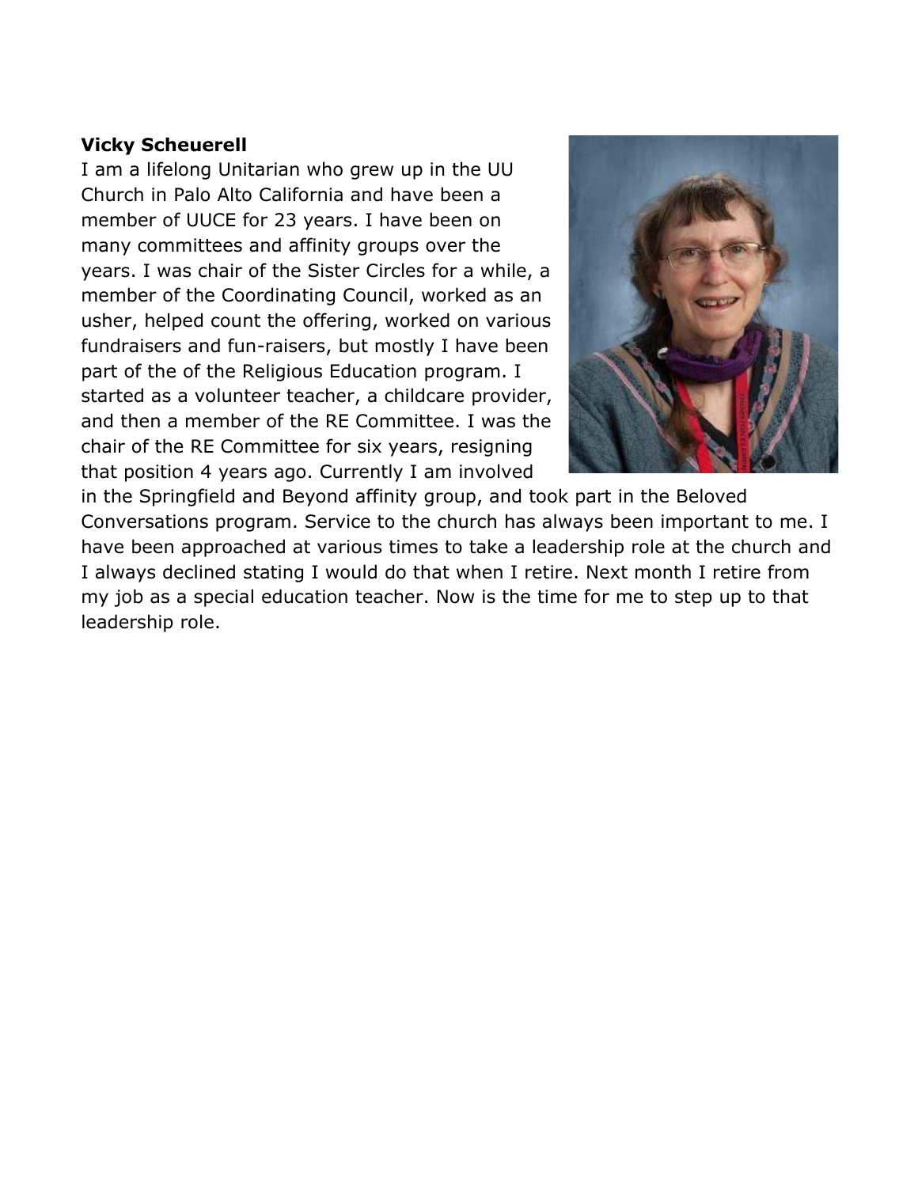**Vicky Scheuerell**

I am a lifelong Unitarian who grew up in the UU Church in Palo Alto California and have been a member of UUCE for 23 years. I have been on many committees and affinity groups over the years. I was chair of the Sister Circles for a while, a member of the Coordinating Council, worked as an usher, helped count the offering, worked on various fundraisers and fun-raisers, but mostly I have been part of the of the Religious Education program. I started as a volunteer teacher, a childcare provider, and then a member of the RE Committee. I was the chair of the RE Committee for six years, resigning that position 4 years ago. Currently I am involved in the Springfield and Beyond affinity group, and took part in the Beloved Conversations program. Service to the church has always been important to me. I have been approached at various times to take a leadership role at the church and I always declined stating I would do that when I retire. Next month I retire from my job as a special education teacher. Now is the time for me to step up to that leadership role.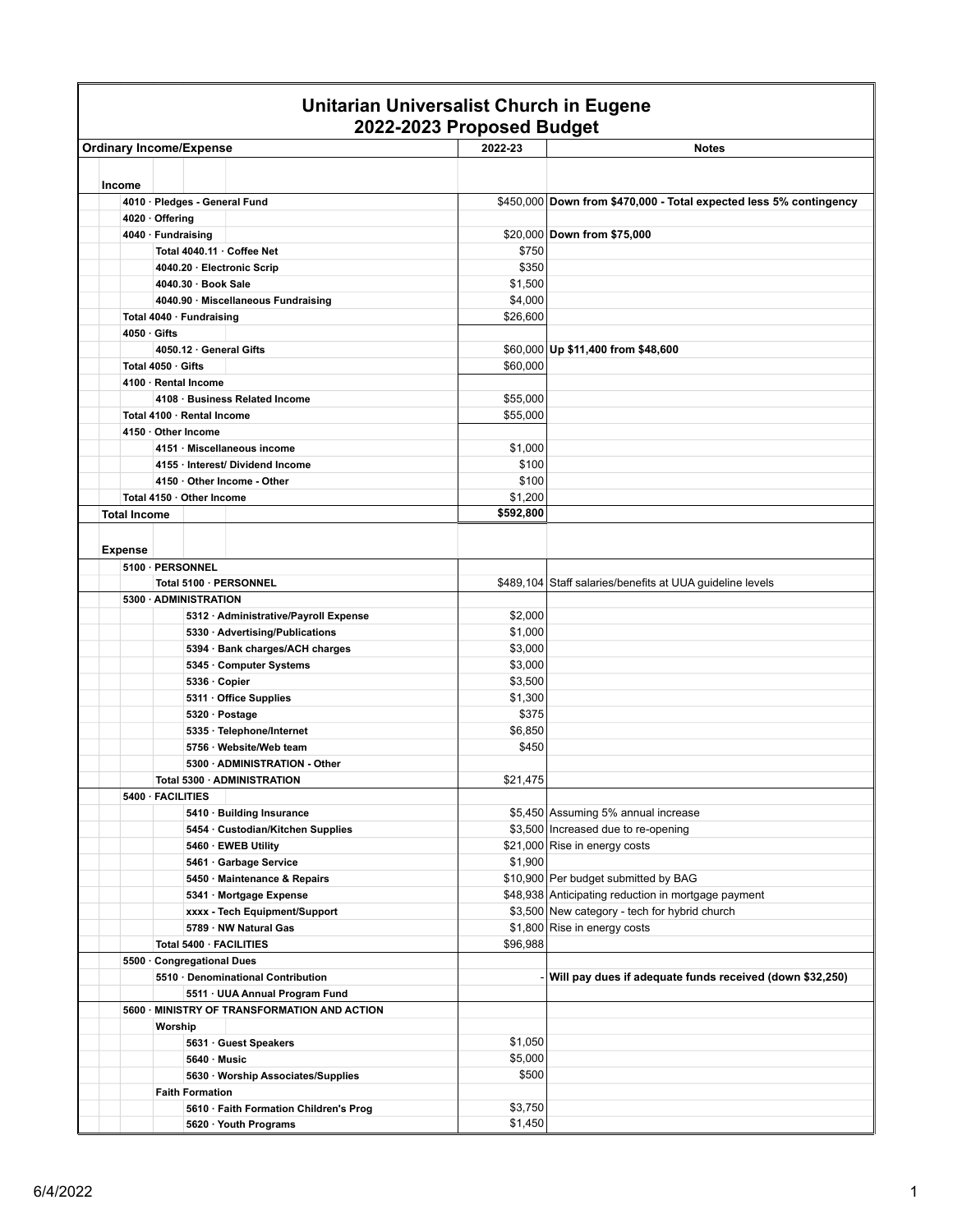# Unitarian Universalist Church in Eugene
## 2022-2023 Proposed Budget

| Ordinary Income/Expense | 2022-23 | Notes |
|---|---|---|
| **Income** | | |
| 4010 · Pledges - General Fund | $450,000 | **Down from $470,000 - Total expected less 5% contingency** |
| 4020 · Offering | | |
| 4040 · Fundraising | $20,000 | **Down from $75,000** |
| Total 4040.11 · Coffee Net | $750 | |
| 4040.20 · Electronic Scrip | $350 | |
| 4040.30 · Book Sale | $1,500 | |
| 4040.90 · Miscellaneous Fundraising | $4,000 | |
| Total 4040 · Fundraising | $26,600 | |
| 4050 · Gifts | | |
| 4050.12 · General Gifts | $60,000 | **Up $11,400 from $48,600** |
| Total 4050 · Gifts | $60,000 | |
| 4100 · Rental Income | | |
| 4108 · Business Related Income | $55,000 | |
| Total 4100 · Rental Income | $55,000 | |
| 4150 · Other Income | | |
| 4151 · Miscellaneous income | $1,000 | |
| 4155 · Interest/ Dividend Income | $100 | |
| 4150 · Other Income - Other | $100 | |
| Total 4150 · Other Income | $1,200 | |
| **Total Income** | **$592,800** | |
| **Expense** | | |
| 5100 · PERSONNEL | | |
| Total 5100 · PERSONNEL | $489,104 | Staff salaries/benefits at UUA guideline levels |
| 5300 · ADMINISTRATION | | |
| 5312 · Administrative/Payroll Expense | $2,000 | |
| 5330 · Advertising/Publications | $1,000 | |
| 5394 · Bank charges/ACH charges | $3,000 | |
| 5345 · Computer Systems | $3,000 | |
| 5336 · Copier | $3,500 | |
| 5311 · Office Supplies | $1,300 | |
| 5320 · Postage | $375 | |
| 5335 · Telephone/Internet | $6,850 | |
| 5756 · Website/Web team | $450 | |
| 5300 · ADMINISTRATION - Other | | |
| Total 5300 · ADMINISTRATION | $21,475 | |
| 5400 · FACILITIES | | |
| 5410 · Building Insurance | $5,450 | Assuming 5% annual increase |
| 5454 · Custodian/Kitchen Supplies | $3,500 | Increased due to re-opening |
| 5460 · EWEB Utility | $21,000 | Rise in energy costs |
| 5461 · Garbage Service | $1,900 | |
| 5450 · Maintenance & Repairs | $10,900 | Per budget submitted by BAG |
| 5341 · Mortgage Expense | $48,938 | Anticipating reduction in mortgage payment |
| xxxx - Tech Equipment/Support | $3,500 | New category - tech for hybrid church |
| 5789 · NW Natural Gas | $1,800 | Rise in energy costs |
| Total 5400 · FACILITIES | $96,988 | |
| 5500 · Congregational Dues | | |
| 5510 · Denominational Contribution | - | **Will pay dues if adequate funds received (down $32,250)** |
| 5511 · UUA Annual Program Fund | | |
| 5600 · MINISTRY OF TRANSFORMATION AND ACTION | | |
| Worship | | |
| 5631 · Guest Speakers | $1,050 | |
| 5640 · Music | $5,000 | |
| 5630 · Worship Associates/Supplies | $500 | |
| Faith Formation | | |
| 5610 · Faith Formation Children's Prog | $3,750 | |
| 5620 · Youth Programs | $1,450 | |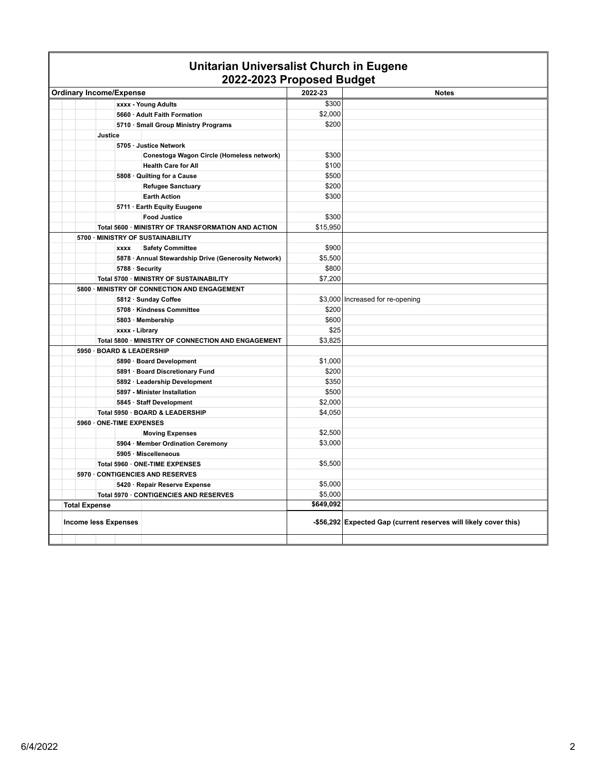# Unitarian Universalist Church in Eugene
## 2022-2023 Proposed Budget

| Ordinary Income/Expense | 2022-23 | Notes |
|---|---|---|
| xxxx - Young Adults | $300 | |
| 5660 · Adult Faith Formation | $2,000 | |
| 5710 · Small Group Ministry Programs | $200 | |
| Justice | | |
| 5705 · Justice Network | | |
| Conestoga Wagon Circle (Homeless network) | $300 | |
| Health Care for All | $100 | |
| 5808 · Quilting for a Cause | $500 | |
| Refugee Sanctuary | $200 | |
| Earth Action | $300 | |
| 5711 · Earth Equity Euugene | | |
| Food Justice | $300 | |
| Total 5600 · MINISTRY OF TRANSFORMATION AND ACTION | $15,950 | |
| 5700 · MINISTRY OF SUSTAINABILITY | | |
| xxxx Safety Committee | $900 | |
| 5878 · Annual Stewardship Drive (Generosity Network) | $5,500 | |
| 5788 · Security | $800 | |
| Total 5700 · MINISTRY OF SUSTAINABILITY | $7,200 | |
| 5800 · MINISTRY OF CONNECTION AND ENGAGEMENT | | |
| 5812 · Sunday Coffee | $3,000 | Increased for re-opening |
| 5708 · Kindness Committee | $200 | |
| 5803 · Membership | $600 | |
| xxxx - Library | $25 | |
| Total 5800 · MINISTRY OF CONNECTION AND ENGAGEMENT | $3,825 | |
| 5950 · BOARD & LEADERSHIP | | |
| 5890 · Board Development | $1,000 | |
| 5891 · Board Discretionary Fund | $200 | |
| 5892 · Leadership Development | $350 | |
| 5897 - Minister Installation | $500 | |
| 5845 · Staff Development | $2,000 | |
| Total 5950 · BOARD & LEADERSHIP | $4,050 | |
| 5960 · ONE-TIME EXPENSES | | |
| Moving Expenses | $2,500 | |
| 5904 · Member Ordination Ceremony | $3,000 | |
| 5905 · Miscelleneous | | |
| Total 5960 · ONE-TIME EXPENSES | $5,500 | |
| 5970 · CONTIGENCIES AND RESERVES | | |
| 5420 · Repair Reserve Expense | $5,000 | |
| Total 5970 · CONTIGENCIES AND RESERVES | $5,000 | |
| **Total Expense** | **$649,092** | |
| **Income less Expenses** | **-$56,292** | **Expected Gap (current reserves will likely cover this)** |